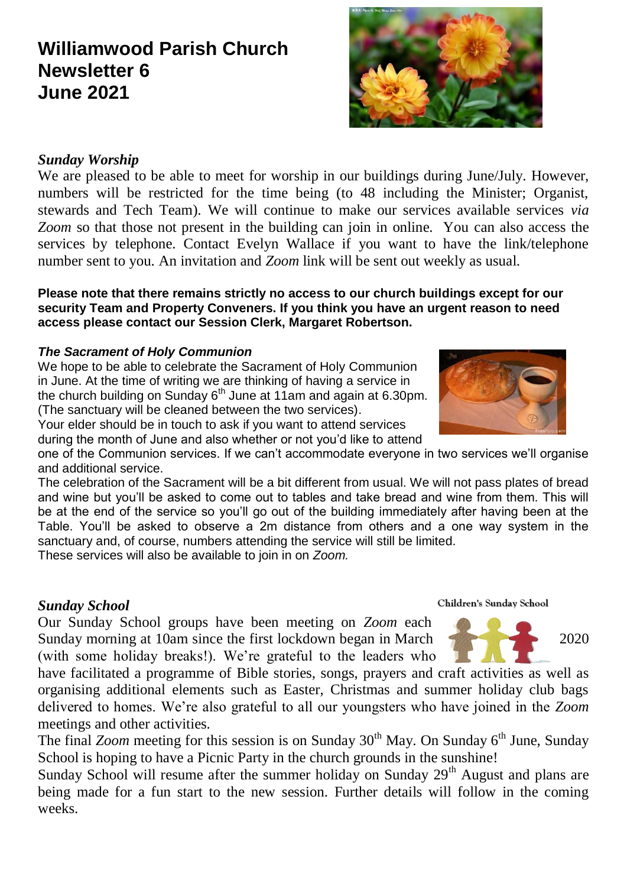# Williamwood Parish Church
# Newsletter 6
# June 2021

### *Sunday Worship*

We are pleased to be able to meet for worship in our buildings during June/July. However, numbers will be restricted for the time being (to 48 including the Minister; Organist, stewards and Tech Team). We will continue to make our services available services *via Zoom* so that those not present in the building can join in online. You can also access the services by telephone. Contact Evelyn Wallace if you want to have the link/telephone number sent to you. An invitation and *Zoom* link will be sent out weekly as usual.

**Please note that there remains strictly no access to our church buildings except for our security Team and Property Conveners. If you think you have an urgent reason to need access please contact our Session Clerk, Margaret Robertson.**

### ***The Sacrament of Holy Communion***

We hope to be able to celebrate the Sacrament of Holy Communion in June. At the time of writing we are thinking of having a service in the church building on Sunday 6th June at 11am and again at 6.30pm. (The sanctuary will be cleaned between the two services).

Your elder should be in touch to ask if you want to attend services during the month of June and also whether or not you'd like to attend one of the Communion services. If we can't accommodate everyone in two services we'll organise and additional service.

The celebration of the Sacrament will be a bit different from usual. We will not pass plates of bread and wine but you'll be asked to come out to tables and take bread and wine from them. This will be at the end of the service so you'll go out of the building immediately after having been at the Table. You'll be asked to observe a 2m distance from others and a one way system in the sanctuary and, of course, numbers attending the service will still be limited.

These services will also be available to join in on *Zoom.*

### *Sunday School*

Children's Sunday School

Our Sunday School groups have been meeting on *Zoom* each Sunday morning at 10am since the first lockdown began in March 2020 (with some holiday breaks!). We're grateful to the leaders who have facilitated a programme of Bible stories, songs, prayers and craft activities as well as organising additional elements such as Easter, Christmas and summer holiday club bags delivered to homes. We're also grateful to all our youngsters who have joined in the *Zoom* meetings and other activities.

The final *Zoom* meeting for this session is on Sunday 30th May. On Sunday 6th June, Sunday School is hoping to have a Picnic Party in the church grounds in the sunshine!

Sunday School will resume after the summer holiday on Sunday 29th August and plans are being made for a fun start to the new session. Further details will follow in the coming weeks.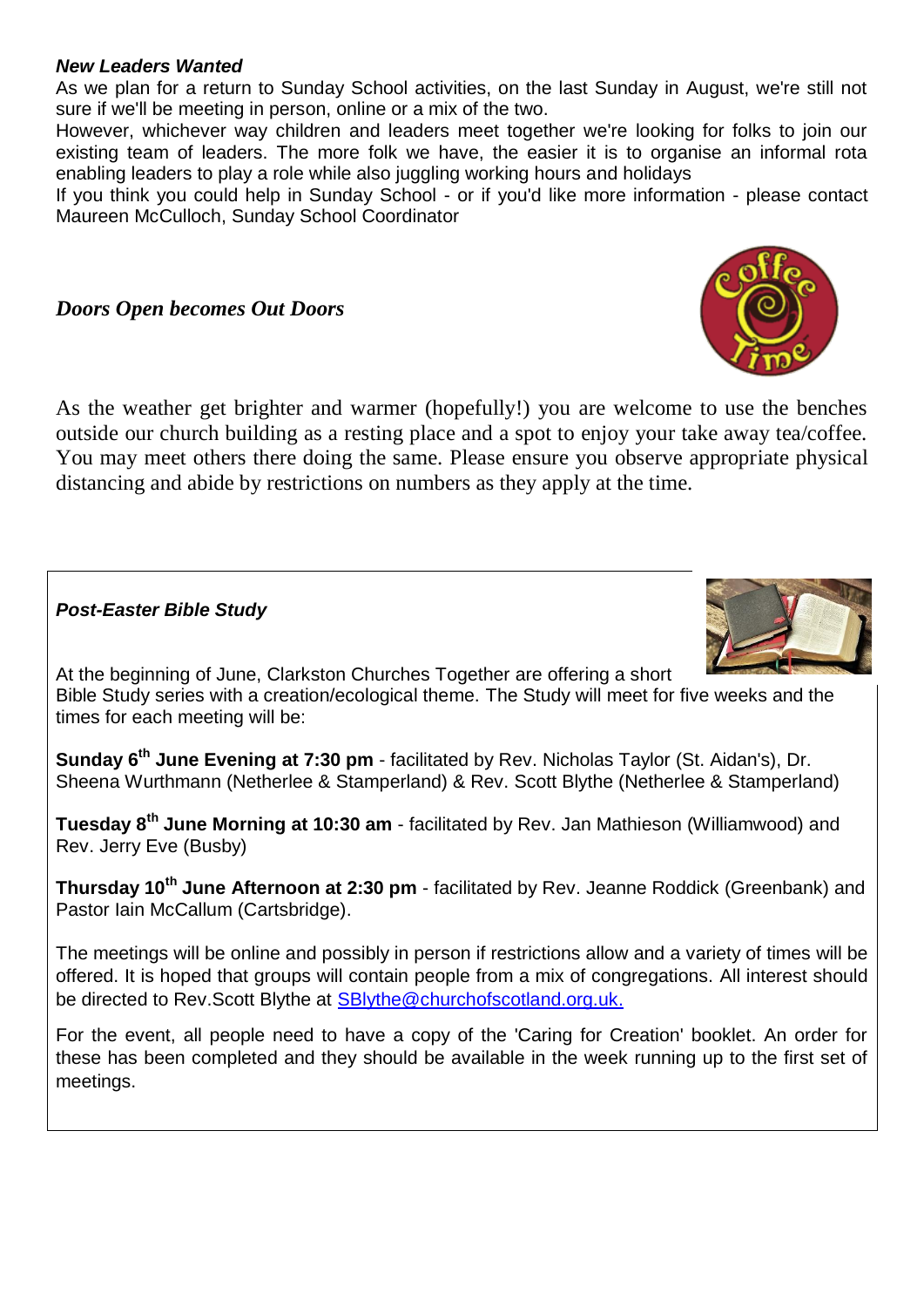***New Leaders Wanted***

As we plan for a return to Sunday School activities, on the last Sunday in August, we're still not sure if we'll be meeting in person, online or a mix of the two.

However, whichever way children and leaders meet together we're looking for folks to join our existing team of leaders. The more folk we have, the easier it is to organise an informal rota enabling leaders to play a role while also juggling working hours and holidays

If you think you could help in Sunday School - or if you'd like more information - please contact Maureen McCulloch, Sunday School Coordinator

***Doors Open becomes Out Doors***

As the weather get brighter and warmer (hopefully!) you are welcome to use the benches outside our church building as a resting place and a spot to enjoy your take away tea/coffee. You may meet others there doing the same. Please ensure you observe appropriate physical distancing and abide by restrictions on numbers as they apply at the time.

***Post-Easter Bible Study***

At the beginning of June, Clarkston Churches Together are offering a short Bible Study series with a creation/ecological theme. The Study will meet for five weeks and the times for each meeting will be:

**Sunday 6th June Evening at 7:30 pm** - facilitated by Rev. Nicholas Taylor (St. Aidan's), Dr. Sheena Wurthmann (Netherlee & Stamperland) & Rev. Scott Blythe (Netherlee & Stamperland)

**Tuesday 8th June Morning at 10:30 am** - facilitated by Rev. Jan Mathieson (Williamwood) and Rev. Jerry Eve (Busby)

**Thursday 10th June Afternoon at 2:30 pm** - facilitated by Rev. Jeanne Roddick (Greenbank) and Pastor Iain McCallum (Cartsbridge).

The meetings will be online and possibly in person if restrictions allow and a variety of times will be offered. It is hoped that groups will contain people from a mix of congregations. All interest should be directed to Rev.Scott Blythe at SBlythe@churchofscotland.org.uk.

For the event, all people need to have a copy of the 'Caring for Creation' booklet. An order for these has been completed and they should be available in the week running up to the first set of meetings.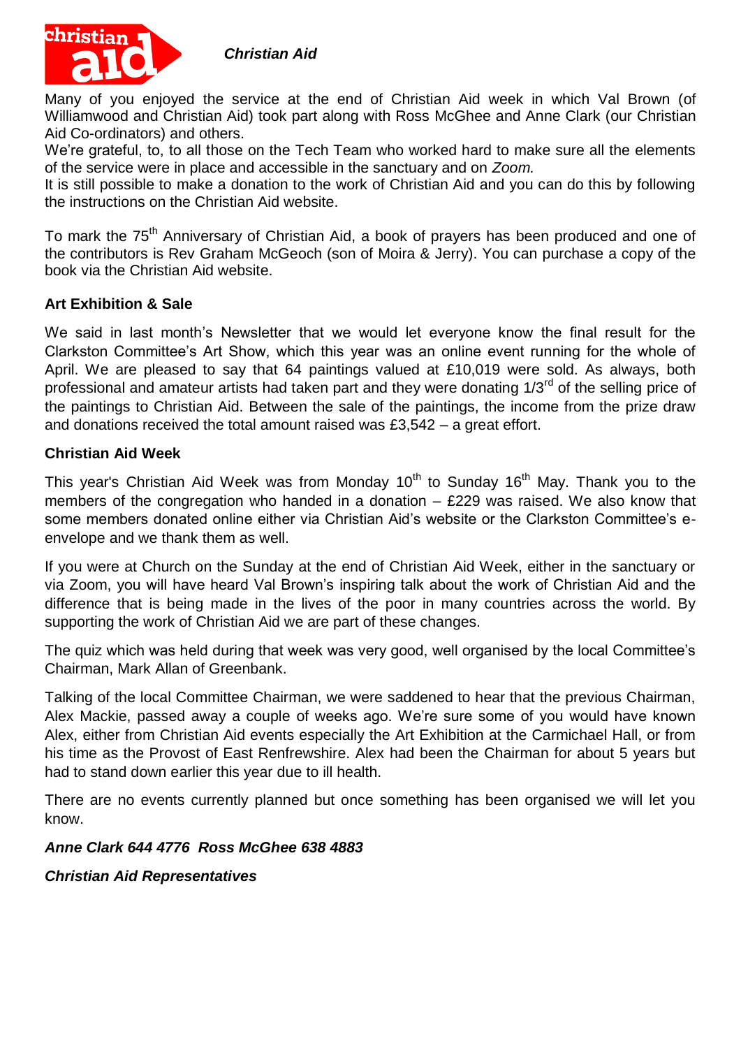## *Christian Aid*

Many of you enjoyed the service at the end of Christian Aid week in which Val Brown (of Williamwood and Christian Aid) took part along with Ross McGhee and Anne Clark (our Christian Aid Co-ordinators) and others.
We're grateful, to, to all those on the Tech Team who worked hard to make sure all the elements of the service were in place and accessible in the sanctuary and on *Zoom.*
It is still possible to make a donation to the work of Christian Aid and you can do this by following the instructions on the Christian Aid website.

To mark the 75th Anniversary of Christian Aid, a book of prayers has been produced and one of the contributors is Rev Graham McGeoch (son of Moira & Jerry). You can purchase a copy of the book via the Christian Aid website.

### Art Exhibition & Sale

We said in last month's Newsletter that we would let everyone know the final result for the Clarkston Committee's Art Show, which this year was an online event running for the whole of April. We are pleased to say that 64 paintings valued at £10,019 were sold. As always, both professional and amateur artists had taken part and they were donating 1/3rd of the selling price of the paintings to Christian Aid. Between the sale of the paintings, the income from the prize draw and donations received the total amount raised was £3,542 – a great effort.

### Christian Aid Week

This year's Christian Aid Week was from Monday 10th to Sunday 16th May. Thank you to the members of the congregation who handed in a donation – £229 was raised. We also know that some members donated online either via Christian Aid's website or the Clarkston Committee's e-envelope and we thank them as well.

If you were at Church on the Sunday at the end of Christian Aid Week, either in the sanctuary or via Zoom, you will have heard Val Brown's inspiring talk about the work of Christian Aid and the difference that is being made in the lives of the poor in many countries across the world. By supporting the work of Christian Aid we are part of these changes.

The quiz which was held during that week was very good, well organised by the local Committee's Chairman, Mark Allan of Greenbank.

Talking of the local Committee Chairman, we were saddened to hear that the previous Chairman, Alex Mackie, passed away a couple of weeks ago. We're sure some of you would have known Alex, either from Christian Aid events especially the Art Exhibition at the Carmichael Hall, or from his time as the Provost of East Renfrewshire. Alex had been the Chairman for about 5 years but had to stand down earlier this year due to ill health.

There are no events currently planned but once something has been organised we will let you know.

***Anne Clark 644 4776  Ross McGhee 638 4883***

***Christian Aid Representatives***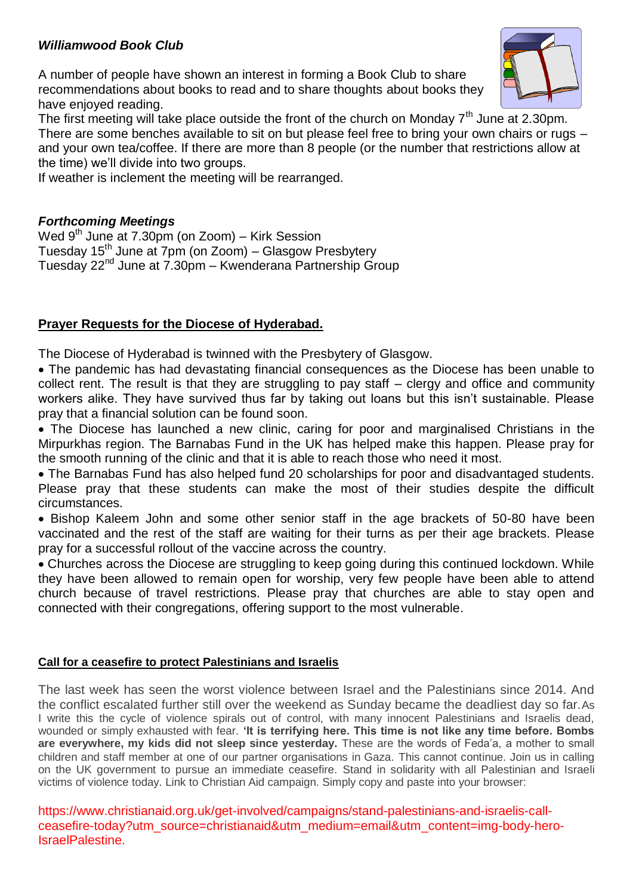### *Williamwood Book Club*

A number of people have shown an interest in forming a Book Club to share recommendations about books to read and to share thoughts about books they have enjoyed reading.

The first meeting will take place outside the front of the church on Monday 7th June at 2.30pm. There are some benches available to sit on but please feel free to bring your own chairs or rugs – and your own tea/coffee. If there are more than 8 people (or the number that restrictions allow at the time) we'll divide into two groups.

If weather is inclement the meeting will be rearranged.

### *Forthcoming Meetings*

Wed 9th June at 7.30pm (on Zoom) – Kirk Session
Tuesday 15th June at 7pm (on Zoom) – Glasgow Presbytery
Tuesday 22nd June at 7.30pm – Kwenderana Partnership Group

### Prayer Requests for the Diocese of Hyderabad.

The Diocese of Hyderabad is twinned with the Presbytery of Glasgow.

- The pandemic has had devastating financial consequences as the Diocese has been unable to collect rent. The result is that they are struggling to pay staff – clergy and office and community workers alike. They have survived thus far by taking out loans but this isn't sustainable. Please pray that a financial solution can be found soon.
- The Diocese has launched a new clinic, caring for poor and marginalised Christians in the Mirpurkhas region. The Barnabas Fund in the UK has helped make this happen. Please pray for the smooth running of the clinic and that it is able to reach those who need it most.
- The Barnabas Fund has also helped fund 20 scholarships for poor and disadvantaged students. Please pray that these students can make the most of their studies despite the difficult circumstances.
- Bishop Kaleem John and some other senior staff in the age brackets of 50-80 have been vaccinated and the rest of the staff are waiting for their turns as per their age brackets. Please pray for a successful rollout of the vaccine across the country.
- Churches across the Diocese are struggling to keep going during this continued lockdown. While they have been allowed to remain open for worship, very few people have been able to attend church because of travel restrictions. Please pray that churches are able to stay open and connected with their congregations, offering support to the most vulnerable.

### Call for a ceasefire to protect Palestinians and Israelis

The last week has seen the worst violence between Israel and the Palestinians since 2014. And the conflict escalated further still over the weekend as Sunday became the deadliest day so far. As I write this the cycle of violence spirals out of control, with many innocent Palestinians and Israelis dead, wounded or simply exhausted with fear. **'It is terrifying here. This time is not like any time before. Bombs are everywhere, my kids did not sleep since yesterday.** These are the words of Feda'a, a mother to small children and staff member at one of our partner organisations in Gaza. This cannot continue. Join us in calling on the UK government to pursue an immediate ceasefire. Stand in solidarity with all Palestinian and Israeli victims of violence today. Link to Christian Aid campaign. Simply copy and paste into your browser:

https://www.christianaid.org.uk/get-involved/campaigns/stand-palestinians-and-israelis-call-ceasefire-today?utm_source=christianaid&utm_medium=email&utm_content=img-body-hero-IsraelPalestine.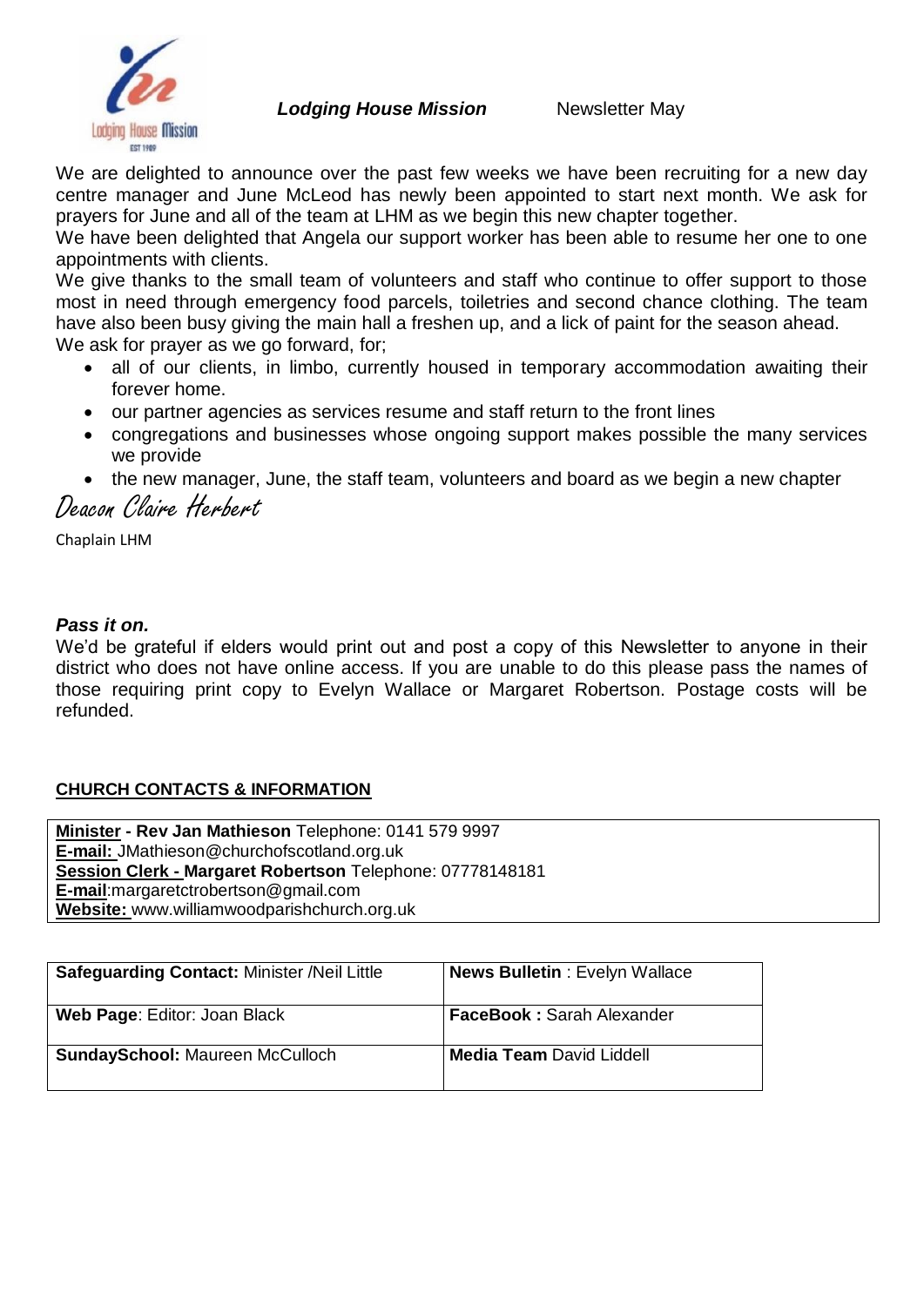**_Lodging House Mission_** Newsletter May

We are delighted to announce over the past few weeks we have been recruiting for a new day centre manager and June McLeod has newly been appointed to start next month. We ask for prayers for June and all of the team at LHM as we begin this new chapter together.

We have been delighted that Angela our support worker has been able to resume her one to one appointments with clients.

We give thanks to the small team of volunteers and staff who continue to offer support to those most in need through emergency food parcels, toiletries and second chance clothing. The team have also been busy giving the main hall a freshen up, and a lick of paint for the season ahead.

We ask for prayer as we go forward, for;

- all of our clients, in limbo, currently housed in temporary accommodation awaiting their forever home.
- our partner agencies as services resume and staff return to the front lines
- congregations and businesses whose ongoing support makes possible the many services we provide
- the new manager, June, the staff team, volunteers and board as we begin a new chapter

Deacon Claire Herbert

Chaplain LHM

***Pass it on.***

We'd be grateful if elders would print out and post a copy of this Newsletter to anyone in their district who does not have online access. If you are unable to do this please pass the names of those requiring print copy to Evelyn Wallace or Margaret Robertson. Postage costs will be refunded.

**CHURCH CONTACTS & INFORMATION**

**Minister - Rev Jan Mathieson** Telephone: 0141 579 9997
**E-mail:** JMathieson@churchofscotland.org.uk
**Session Clerk - Margaret Robertson** Telephone: 07778148181
**E-mail**:margaretctrobertson@gmail.com
**Website:** www.williamwoodparishchurch.org.uk

| | |
|---|---|
| **Safeguarding Contact:** Minister /Neil Little | **News Bulletin** : Evelyn Wallace |
| **Web Page**: Editor: Joan Black | **FaceBook :** Sarah Alexander |
| **SundaySchool:** Maureen McCulloch | **Media Team** David Liddell |